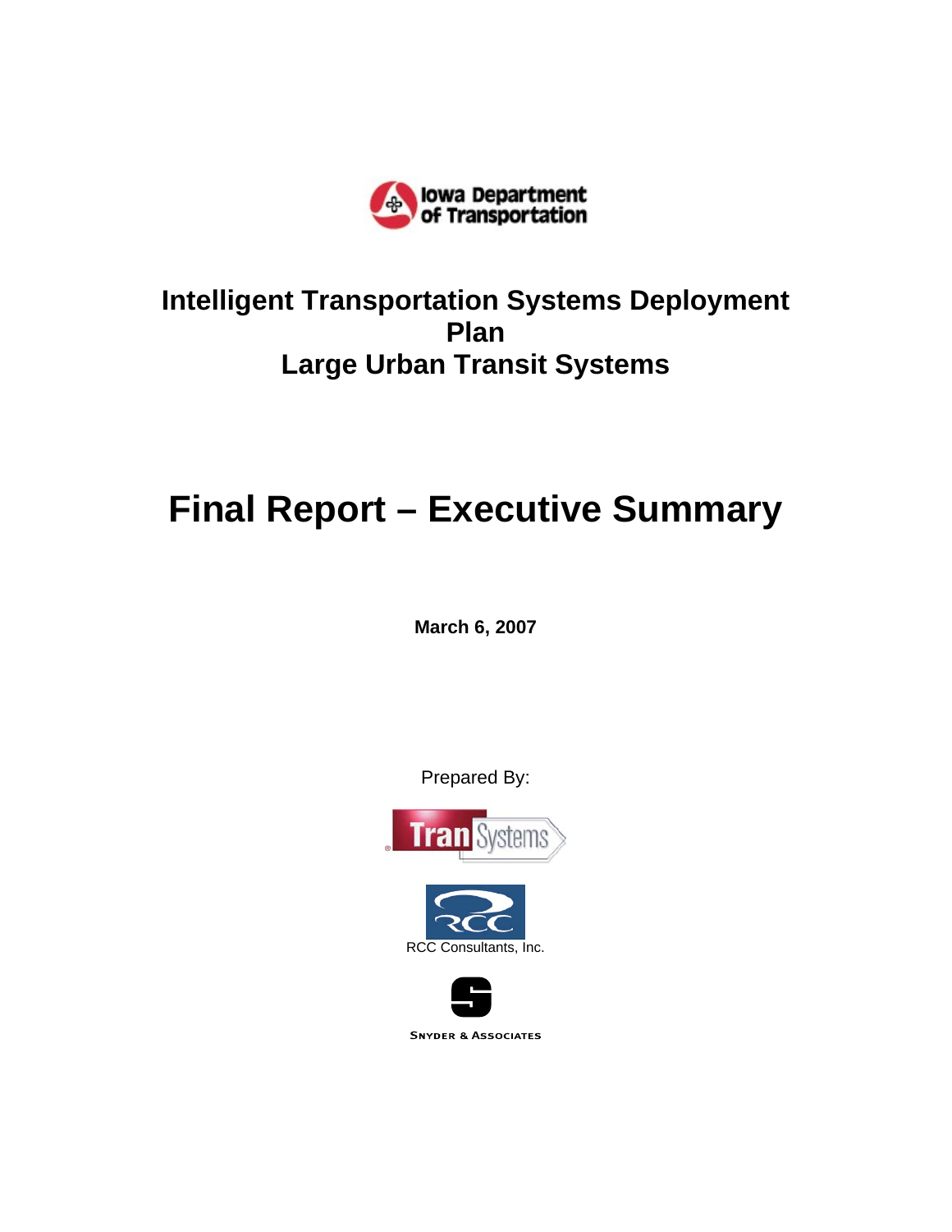Iowa Department of Transportation

# Intelligent Transportation Systems Deployment Plan
# Large Urban Transit Systems

# Final Report – Executive Summary

**March 6, 2007**

Prepared By:

TranSystems

RCC Consultants, Inc.

Snyder & Associates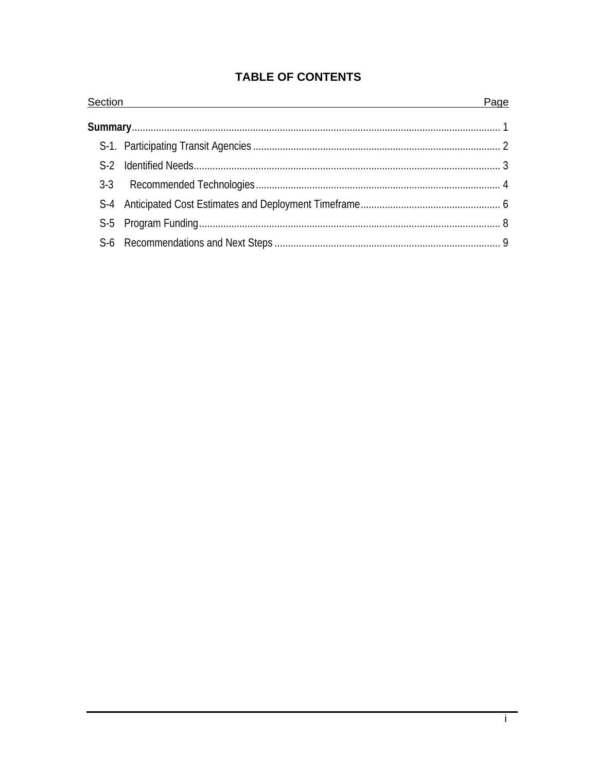# TABLE OF CONTENTS

| Section | Page |
|---|---|
| **Summary** | 1 |
| S-1. Participating Transit Agencies | 2 |
| S-2 Identified Needs | 3 |
| 3-3 Recommended Technologies | 4 |
| S-4 Anticipated Cost Estimates and Deployment Timeframe | 6 |
| S-5 Program Funding | 8 |
| S-6 Recommendations and Next Steps | 9 |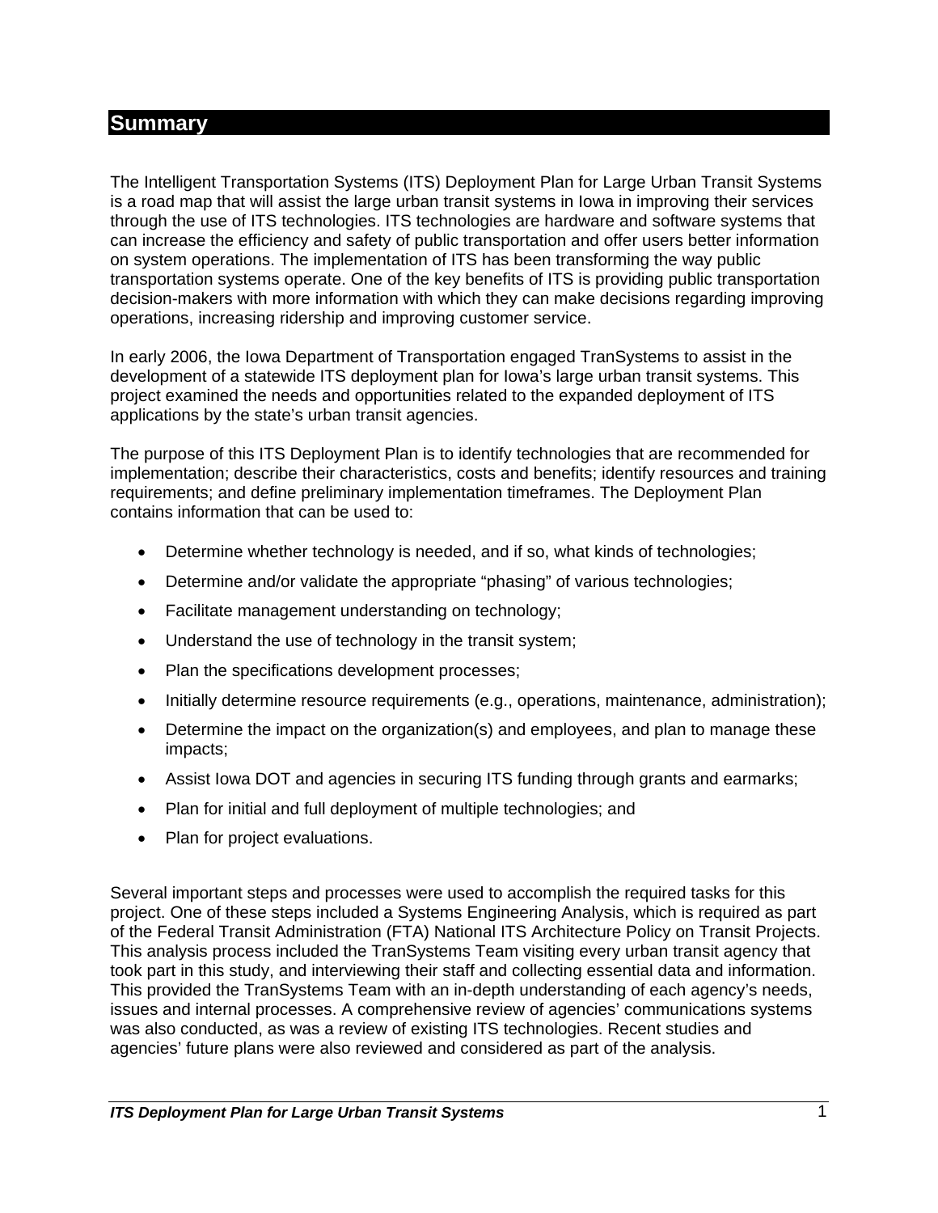## Summary

The Intelligent Transportation Systems (ITS) Deployment Plan for Large Urban Transit Systems is a road map that will assist the large urban transit systems in Iowa in improving their services through the use of ITS technologies. ITS technologies are hardware and software systems that can increase the efficiency and safety of public transportation and offer users better information on system operations. The implementation of ITS has been transforming the way public transportation systems operate. One of the key benefits of ITS is providing public transportation decision-makers with more information with which they can make decisions regarding improving operations, increasing ridership and improving customer service.

In early 2006, the Iowa Department of Transportation engaged TranSystems to assist in the development of a statewide ITS deployment plan for Iowa's large urban transit systems. This project examined the needs and opportunities related to the expanded deployment of ITS applications by the state's urban transit agencies.

The purpose of this ITS Deployment Plan is to identify technologies that are recommended for implementation; describe their characteristics, costs and benefits; identify resources and training requirements; and define preliminary implementation timeframes. The Deployment Plan contains information that can be used to:

- Determine whether technology is needed, and if so, what kinds of technologies;
- Determine and/or validate the appropriate "phasing" of various technologies;
- Facilitate management understanding on technology;
- Understand the use of technology in the transit system;
- Plan the specifications development processes;
- Initially determine resource requirements (e.g., operations, maintenance, administration);
- Determine the impact on the organization(s) and employees, and plan to manage these impacts;
- Assist Iowa DOT and agencies in securing ITS funding through grants and earmarks;
- Plan for initial and full deployment of multiple technologies; and
- Plan for project evaluations.

Several important steps and processes were used to accomplish the required tasks for this project. One of these steps included a Systems Engineering Analysis, which is required as part of the Federal Transit Administration (FTA) National ITS Architecture Policy on Transit Projects. This analysis process included the TranSystems Team visiting every urban transit agency that took part in this study, and interviewing their staff and collecting essential data and information. This provided the TranSystems Team with an in-depth understanding of each agency's needs, issues and internal processes. A comprehensive review of agencies' communications systems was also conducted, as was a review of existing ITS technologies. Recent studies and agencies' future plans were also reviewed and considered as part of the analysis.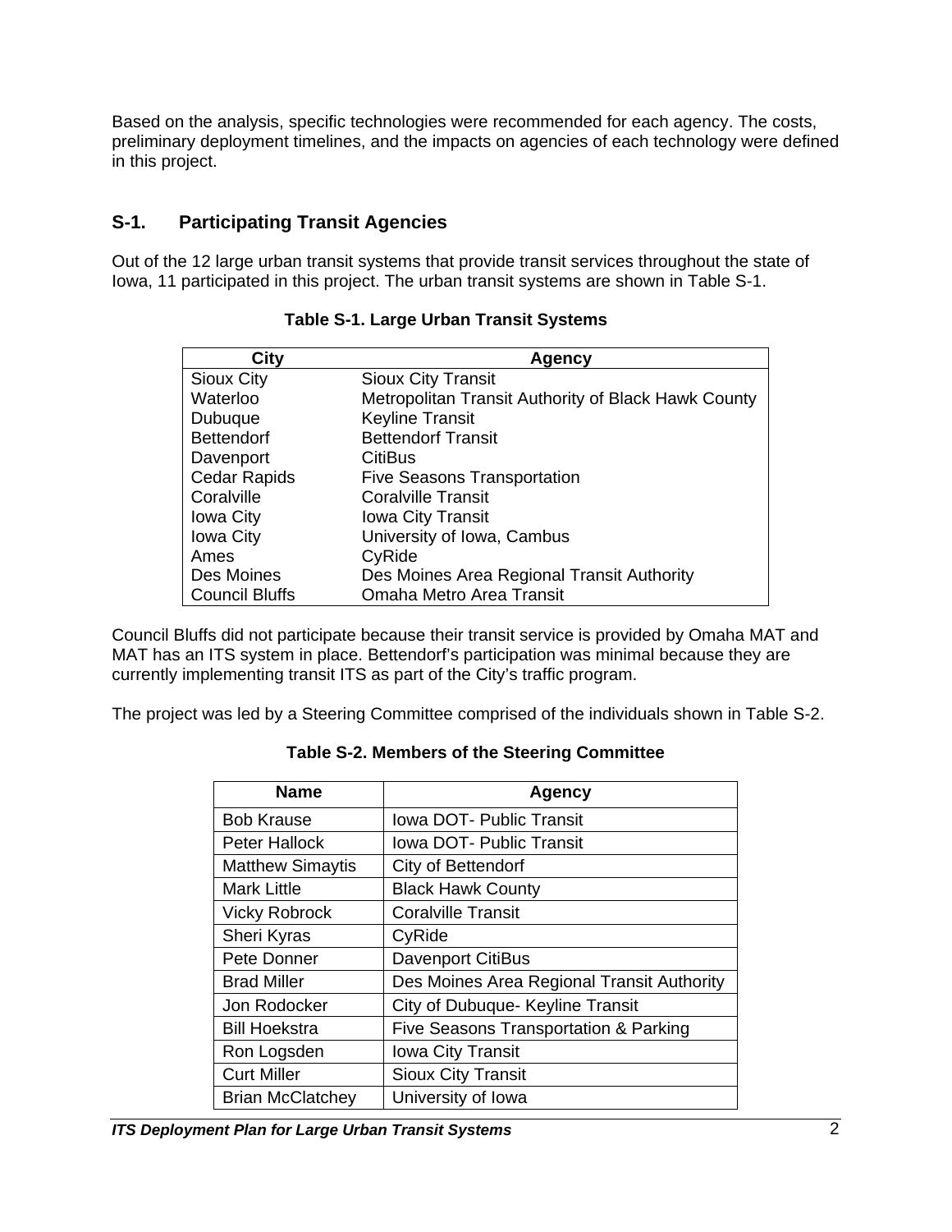Based on the analysis, specific technologies were recommended for each agency. The costs, preliminary deployment timelines, and the impacts on agencies of each technology were defined in this project.

## S-1. Participating Transit Agencies

Out of the 12 large urban transit systems that provide transit services throughout the state of Iowa, 11 participated in this project. The urban transit systems are shown in Table S-1.

**Table S-1. Large Urban Transit Systems**

| City | Agency |
|---|---|
| Sioux City | Sioux City Transit |
| Waterloo | Metropolitan Transit Authority of Black Hawk County |
| Dubuque | Keyline Transit |
| Bettendorf | Bettendorf Transit |
| Davenport | CitiBus |
| Cedar Rapids | Five Seasons Transportation |
| Coralville | Coralville Transit |
| Iowa City | Iowa City Transit |
| Iowa City | University of Iowa, Cambus |
| Ames | CyRide |
| Des Moines | Des Moines Area Regional Transit Authority |
| Council Bluffs | Omaha Metro Area Transit |

Council Bluffs did not participate because their transit service is provided by Omaha MAT and MAT has an ITS system in place. Bettendorf's participation was minimal because they are currently implementing transit ITS as part of the City's traffic program.

The project was led by a Steering Committee comprised of the individuals shown in Table S-2.

**Table S-2. Members of the Steering Committee**

| Name | Agency |
|---|---|
| Bob Krause | Iowa DOT- Public Transit |
| Peter Hallock | Iowa DOT- Public Transit |
| Matthew Simaytis | City of Bettendorf |
| Mark Little | Black Hawk County |
| Vicky Robrock | Coralville Transit |
| Sheri Kyras | CyRide |
| Pete Donner | Davenport CitiBus |
| Brad Miller | Des Moines Area Regional Transit Authority |
| Jon Rodocker | City of Dubuque- Keyline Transit |
| Bill Hoekstra | Five Seasons Transportation & Parking |
| Ron Logsden | Iowa City Transit |
| Curt Miller | Sioux City Transit |
| Brian McClatchey | University of Iowa |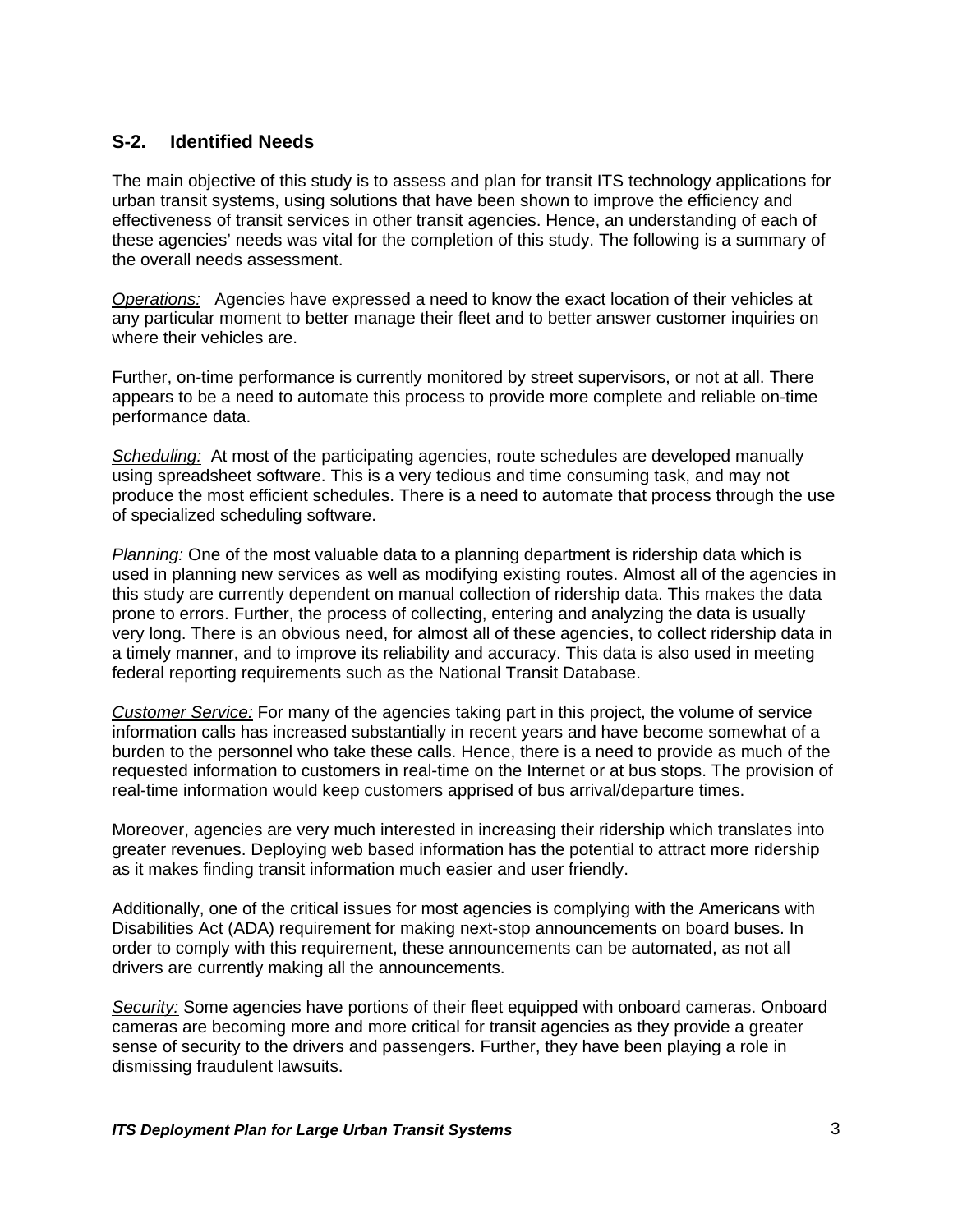## S-2. Identified Needs

The main objective of this study is to assess and plan for transit ITS technology applications for urban transit systems, using solutions that have been shown to improve the efficiency and effectiveness of transit services in other transit agencies. Hence, an understanding of each of these agencies' needs was vital for the completion of this study. The following is a summary of the overall needs assessment.

*Operations:* Agencies have expressed a need to know the exact location of their vehicles at any particular moment to better manage their fleet and to better answer customer inquiries on where their vehicles are.

Further, on-time performance is currently monitored by street supervisors, or not at all. There appears to be a need to automate this process to provide more complete and reliable on-time performance data.

*Scheduling:* At most of the participating agencies, route schedules are developed manually using spreadsheet software. This is a very tedious and time consuming task, and may not produce the most efficient schedules. There is a need to automate that process through the use of specialized scheduling software.

*Planning:* One of the most valuable data to a planning department is ridership data which is used in planning new services as well as modifying existing routes. Almost all of the agencies in this study are currently dependent on manual collection of ridership data. This makes the data prone to errors. Further, the process of collecting, entering and analyzing the data is usually very long. There is an obvious need, for almost all of these agencies, to collect ridership data in a timely manner, and to improve its reliability and accuracy. This data is also used in meeting federal reporting requirements such as the National Transit Database.

*Customer Service:* For many of the agencies taking part in this project, the volume of service information calls has increased substantially in recent years and have become somewhat of a burden to the personnel who take these calls. Hence, there is a need to provide as much of the requested information to customers in real-time on the Internet or at bus stops. The provision of real-time information would keep customers apprised of bus arrival/departure times.

Moreover, agencies are very much interested in increasing their ridership which translates into greater revenues. Deploying web based information has the potential to attract more ridership as it makes finding transit information much easier and user friendly.

Additionally, one of the critical issues for most agencies is complying with the Americans with Disabilities Act (ADA) requirement for making next-stop announcements on board buses. In order to comply with this requirement, these announcements can be automated, as not all drivers are currently making all the announcements.

*Security:* Some agencies have portions of their fleet equipped with onboard cameras. Onboard cameras are becoming more and more critical for transit agencies as they provide a greater sense of security to the drivers and passengers. Further, they have been playing a role in dismissing fraudulent lawsuits.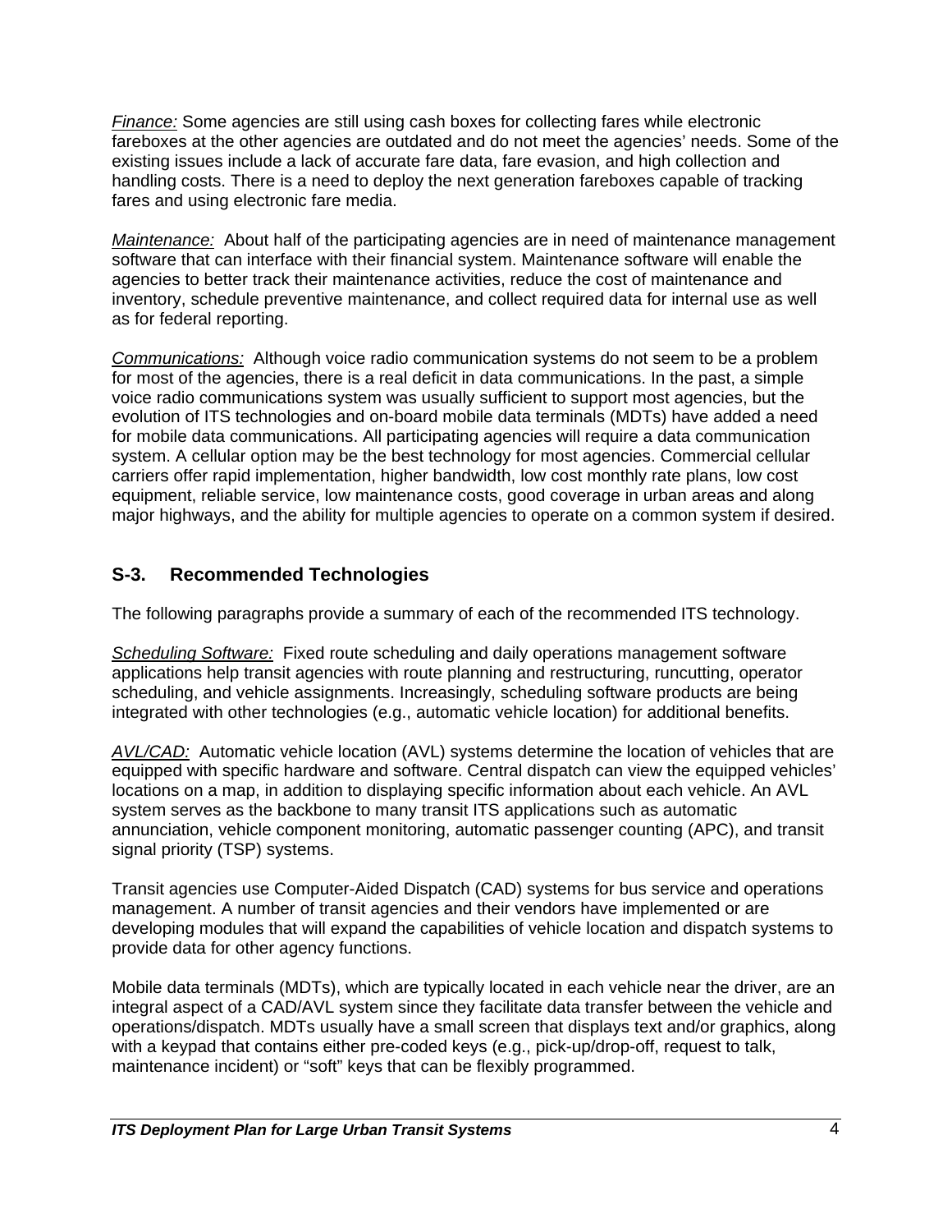*Finance:* Some agencies are still using cash boxes for collecting fares while electronic fareboxes at the other agencies are outdated and do not meet the agencies' needs. Some of the existing issues include a lack of accurate fare data, fare evasion, and high collection and handling costs. There is a need to deploy the next generation fareboxes capable of tracking fares and using electronic fare media.

*Maintenance:* About half of the participating agencies are in need of maintenance management software that can interface with their financial system. Maintenance software will enable the agencies to better track their maintenance activities, reduce the cost of maintenance and inventory, schedule preventive maintenance, and collect required data for internal use as well as for federal reporting.

*Communications:* Although voice radio communication systems do not seem to be a problem for most of the agencies, there is a real deficit in data communications. In the past, a simple voice radio communications system was usually sufficient to support most agencies, but the evolution of ITS technologies and on-board mobile data terminals (MDTs) have added a need for mobile data communications. All participating agencies will require a data communication system. A cellular option may be the best technology for most agencies. Commercial cellular carriers offer rapid implementation, higher bandwidth, low cost monthly rate plans, low cost equipment, reliable service, low maintenance costs, good coverage in urban areas and along major highways, and the ability for multiple agencies to operate on a common system if desired.

## S-3. Recommended Technologies

The following paragraphs provide a summary of each of the recommended ITS technology.

*Scheduling Software:* Fixed route scheduling and daily operations management software applications help transit agencies with route planning and restructuring, runcutting, operator scheduling, and vehicle assignments. Increasingly, scheduling software products are being integrated with other technologies (e.g., automatic vehicle location) for additional benefits.

*AVL/CAD:* Automatic vehicle location (AVL) systems determine the location of vehicles that are equipped with specific hardware and software. Central dispatch can view the equipped vehicles' locations on a map, in addition to displaying specific information about each vehicle. An AVL system serves as the backbone to many transit ITS applications such as automatic annunciation, vehicle component monitoring, automatic passenger counting (APC), and transit signal priority (TSP) systems.

Transit agencies use Computer-Aided Dispatch (CAD) systems for bus service and operations management. A number of transit agencies and their vendors have implemented or are developing modules that will expand the capabilities of vehicle location and dispatch systems to provide data for other agency functions.

Mobile data terminals (MDTs), which are typically located in each vehicle near the driver, are an integral aspect of a CAD/AVL system since they facilitate data transfer between the vehicle and operations/dispatch. MDTs usually have a small screen that displays text and/or graphics, along with a keypad that contains either pre-coded keys (e.g., pick-up/drop-off, request to talk, maintenance incident) or "soft" keys that can be flexibly programmed.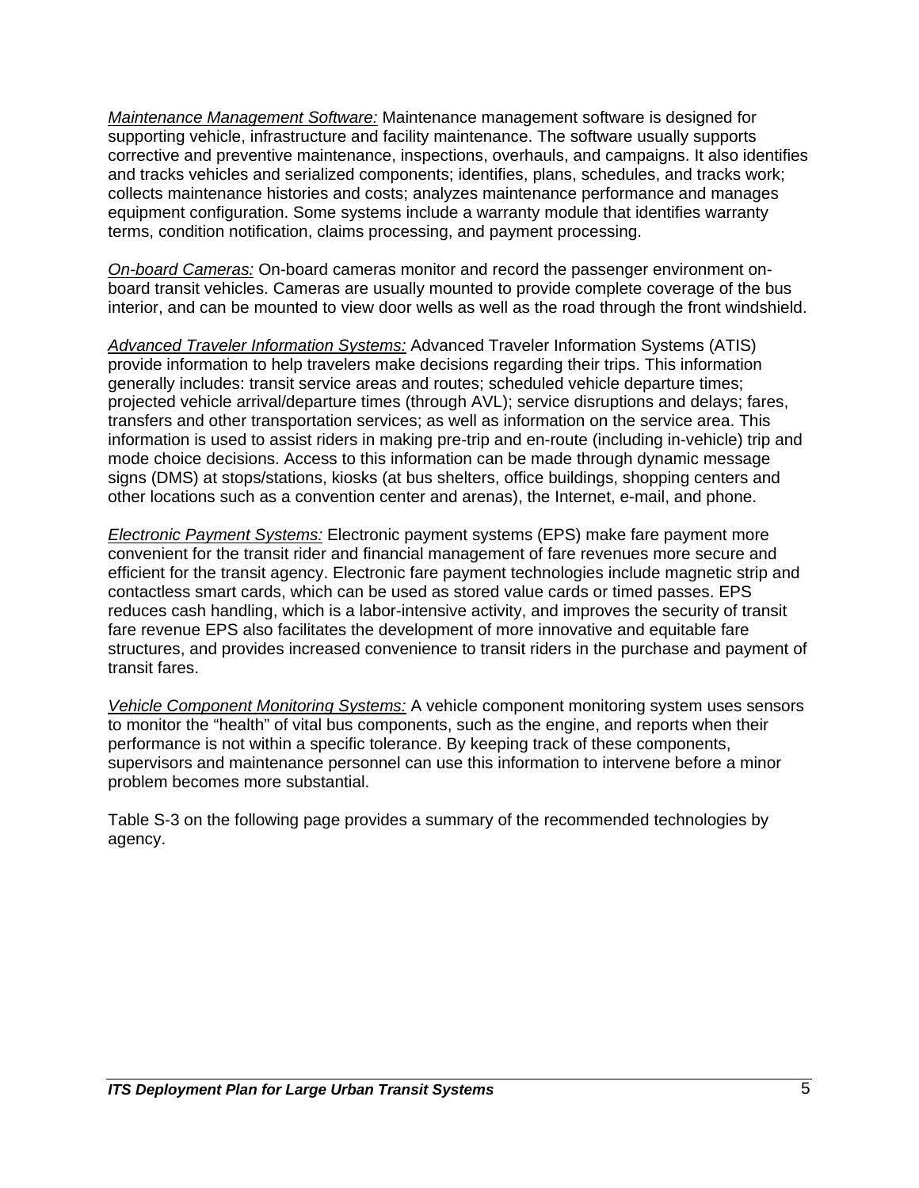*Maintenance Management Software:* Maintenance management software is designed for supporting vehicle, infrastructure and facility maintenance. The software usually supports corrective and preventive maintenance, inspections, overhauls, and campaigns. It also identifies and tracks vehicles and serialized components; identifies, plans, schedules, and tracks work; collects maintenance histories and costs; analyzes maintenance performance and manages equipment configuration. Some systems include a warranty module that identifies warranty terms, condition notification, claims processing, and payment processing.

*On-board Cameras:* On-board cameras monitor and record the passenger environment on-board transit vehicles. Cameras are usually mounted to provide complete coverage of the bus interior, and can be mounted to view door wells as well as the road through the front windshield.

*Advanced Traveler Information Systems:* Advanced Traveler Information Systems (ATIS) provide information to help travelers make decisions regarding their trips. This information generally includes: transit service areas and routes; scheduled vehicle departure times; projected vehicle arrival/departure times (through AVL); service disruptions and delays; fares, transfers and other transportation services; as well as information on the service area. This information is used to assist riders in making pre-trip and en-route (including in-vehicle) trip and mode choice decisions. Access to this information can be made through dynamic message signs (DMS) at stops/stations, kiosks (at bus shelters, office buildings, shopping centers and other locations such as a convention center and arenas), the Internet, e-mail, and phone.

*Electronic Payment Systems:* Electronic payment systems (EPS) make fare payment more convenient for the transit rider and financial management of fare revenues more secure and efficient for the transit agency. Electronic fare payment technologies include magnetic strip and contactless smart cards, which can be used as stored value cards or timed passes. EPS reduces cash handling, which is a labor-intensive activity, and improves the security of transit fare revenue EPS also facilitates the development of more innovative and equitable fare structures, and provides increased convenience to transit riders in the purchase and payment of transit fares.

*Vehicle Component Monitoring Systems:* A vehicle component monitoring system uses sensors to monitor the "health" of vital bus components, such as the engine, and reports when their performance is not within a specific tolerance. By keeping track of these components, supervisors and maintenance personnel can use this information to intervene before a minor problem becomes more substantial.

Table S-3 on the following page provides a summary of the recommended technologies by agency.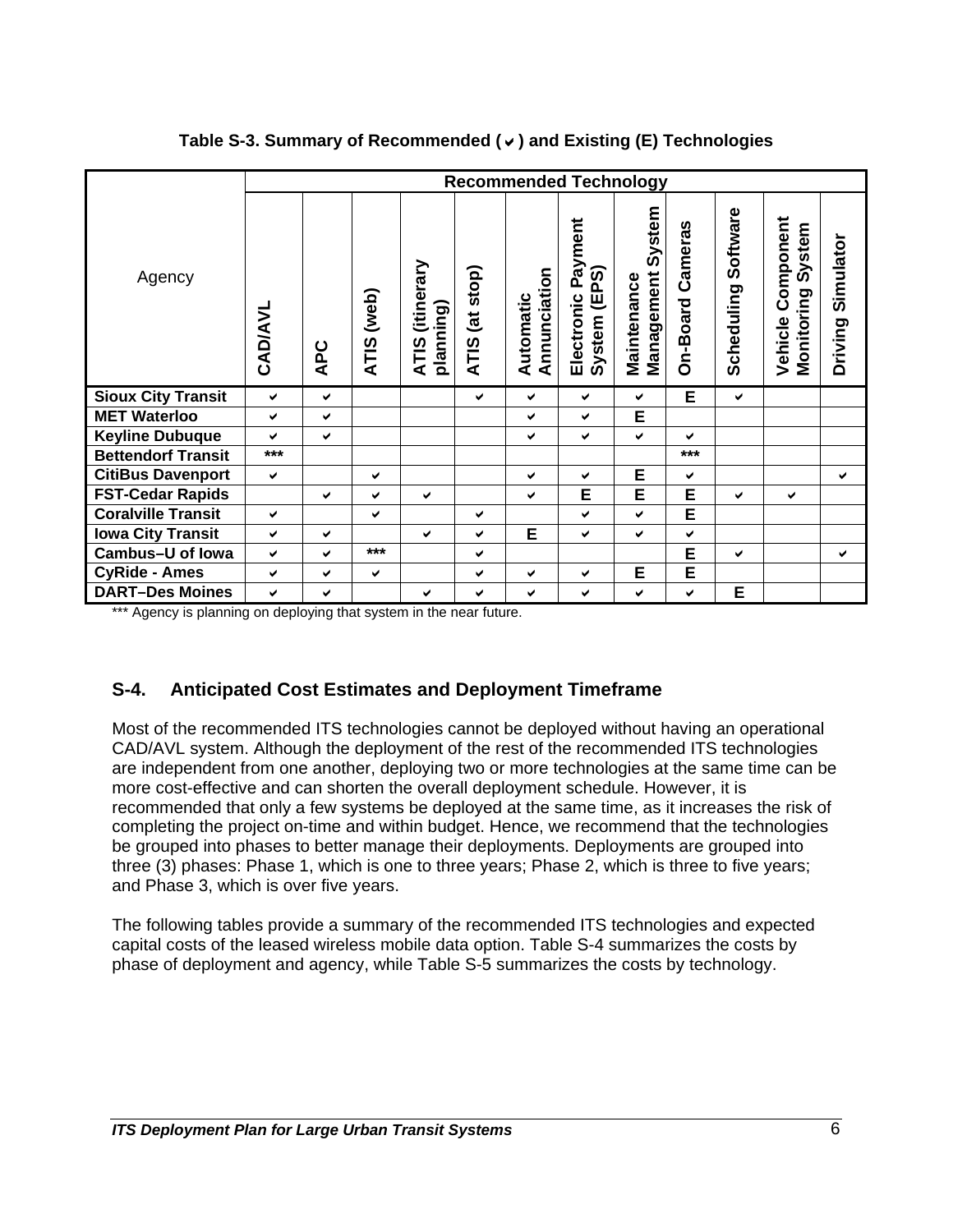**Table S-3. Summary of Recommended (✔) and Existing (E) Technologies**

| Agency | Recommended Technology | | | | | | | | | | | |
|---|---|---|---|---|---|---|---|---|---|---|---|---|
| | CAD/AVL | APC | ATIS (web) | ATIS (itinerary planning) | ATIS (at stop) | Automatic Annunciation | Electronic Payment System (EPS) | Maintenance Management System | On-Board Cameras | Scheduling Software | Vehicle Component Monitoring System | Driving Simulator |
| **Sioux City Transit** | ✔ | ✔ | | | ✔ | ✔ | ✔ | ✔ | E | ✔ | | |
| **MET Waterloo** | ✔ | ✔ | | | | ✔ | ✔ | E | | | | |
| **Keyline Dubuque** | ✔ | ✔ | | | | ✔ | ✔ | ✔ | ✔ | | | |
| **Bettendorf Transit** | *** | | | | | | | | *** | | | |
| **CitiBus Davenport** | ✔ | | ✔ | | | ✔ | ✔ | E | ✔ | | | ✔ |
| **FST-Cedar Rapids** | | ✔ | ✔ | ✔ | | ✔ | E | E | E | ✔ | ✔ | |
| **Coralville Transit** | ✔ | | ✔ | | ✔ | | ✔ | ✔ | E | | | |
| **Iowa City Transit** | ✔ | ✔ | | ✔ | ✔ | E | ✔ | ✔ | ✔ | | | |
| **Cambus–U of Iowa** | ✔ | ✔ | *** | | ✔ | | | | E | ✔ | | ✔ |
| **CyRide - Ames** | ✔ | ✔ | ✔ | | ✔ | ✔ | ✔ | E | E | | | |
| **DART–Des Moines** | ✔ | ✔ | | ✔ | ✔ | ✔ | ✔ | ✔ | ✔ | E | | |

*** Agency is planning on deploying that system in the near future.

## S-4. Anticipated Cost Estimates and Deployment Timeframe

Most of the recommended ITS technologies cannot be deployed without having an operational CAD/AVL system. Although the deployment of the rest of the recommended ITS technologies are independent from one another, deploying two or more technologies at the same time can be more cost-effective and can shorten the overall deployment schedule. However, it is recommended that only a few systems be deployed at the same time, as it increases the risk of completing the project on-time and within budget. Hence, we recommend that the technologies be grouped into phases to better manage their deployments. Deployments are grouped into three (3) phases: Phase 1, which is one to three years; Phase 2, which is three to five years; and Phase 3, which is over five years.

The following tables provide a summary of the recommended ITS technologies and expected capital costs of the leased wireless mobile data option. Table S-4 summarizes the costs by phase of deployment and agency, while Table S-5 summarizes the costs by technology.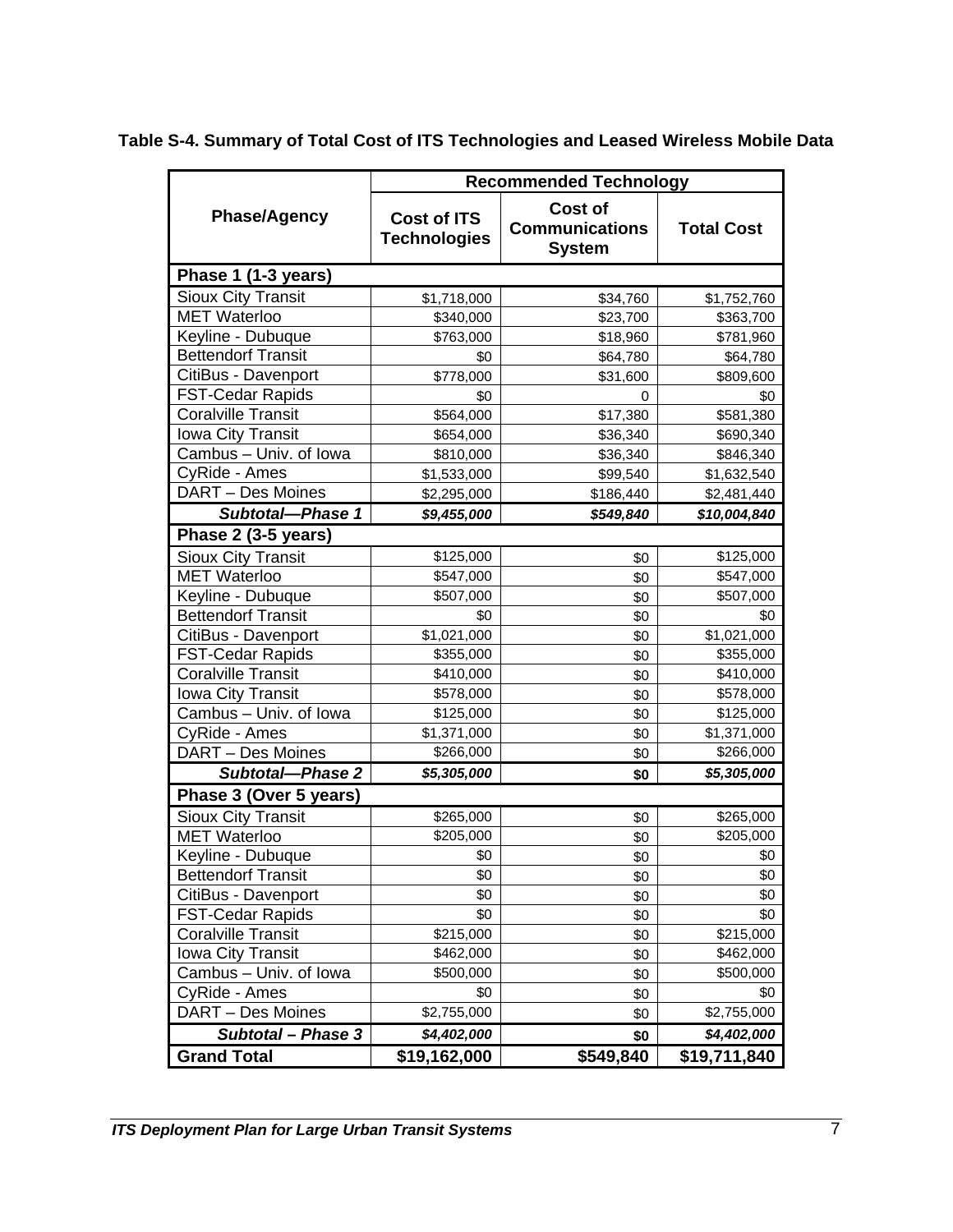**Table S-4. Summary of Total Cost of ITS Technologies and Leased Wireless Mobile Data**

| Phase/Agency | Recommended Technology | | |
|---|---|---|---|
| | **Cost of ITS Technologies** | **Cost of Communications System** | **Total Cost** |
| **Phase 1 (1-3 years)** | | | |
| Sioux City Transit | $1,718,000 | $34,760 | $1,752,760 |
| MET Waterloo | $340,000 | $23,700 | $363,700 |
| Keyline - Dubuque | $763,000 | $18,960 | $781,960 |
| Bettendorf Transit | $0 | $64,780 | $64,780 |
| CitiBus - Davenport | $778,000 | $31,600 | $809,600 |
| FST-Cedar Rapids | $0 | 0 | $0 |
| Coralville Transit | $564,000 | $17,380 | $581,380 |
| Iowa City Transit | $654,000 | $36,340 | $690,340 |
| Cambus – Univ. of Iowa | $810,000 | $36,340 | $846,340 |
| CyRide - Ames | $1,533,000 | $99,540 | $1,632,540 |
| DART – Des Moines | $2,295,000 | $186,440 | $2,481,440 |
| ***Subtotal—Phase 1*** | ***$9,455,000*** | ***$549,840*** | ***$10,004,840*** |
| **Phase 2 (3-5 years)** | | | |
| Sioux City Transit | $125,000 | $0 | $125,000 |
| MET Waterloo | $547,000 | $0 | $547,000 |
| Keyline - Dubuque | $507,000 | $0 | $507,000 |
| Bettendorf Transit | $0 | $0 | $0 |
| CitiBus - Davenport | $1,021,000 | $0 | $1,021,000 |
| FST-Cedar Rapids | $355,000 | $0 | $355,000 |
| Coralville Transit | $410,000 | $0 | $410,000 |
| Iowa City Transit | $578,000 | $0 | $578,000 |
| Cambus – Univ. of Iowa | $125,000 | $0 | $125,000 |
| CyRide - Ames | $1,371,000 | $0 | $1,371,000 |
| DART – Des Moines | $266,000 | $0 | $266,000 |
| ***Subtotal—Phase 2*** | ***$5,305,000*** | **$0** | ***$5,305,000*** |
| **Phase 3 (Over 5 years)** | | | |
| Sioux City Transit | $265,000 | $0 | $265,000 |
| MET Waterloo | $205,000 | $0 | $205,000 |
| Keyline - Dubuque | $0 | $0 | $0 |
| Bettendorf Transit | $0 | $0 | $0 |
| CitiBus - Davenport | $0 | $0 | $0 |
| FST-Cedar Rapids | $0 | $0 | $0 |
| Coralville Transit | $215,000 | $0 | $215,000 |
| Iowa City Transit | $462,000 | $0 | $462,000 |
| Cambus – Univ. of Iowa | $500,000 | $0 | $500,000 |
| CyRide - Ames | $0 | $0 | $0 |
| DART – Des Moines | $2,755,000 | $0 | $2,755,000 |
| ***Subtotal – Phase 3*** | ***$4,402,000*** | **$0** | ***$4,402,000*** |
| **Grand Total** | **$19,162,000** | **$549,840** | **$19,711,840** |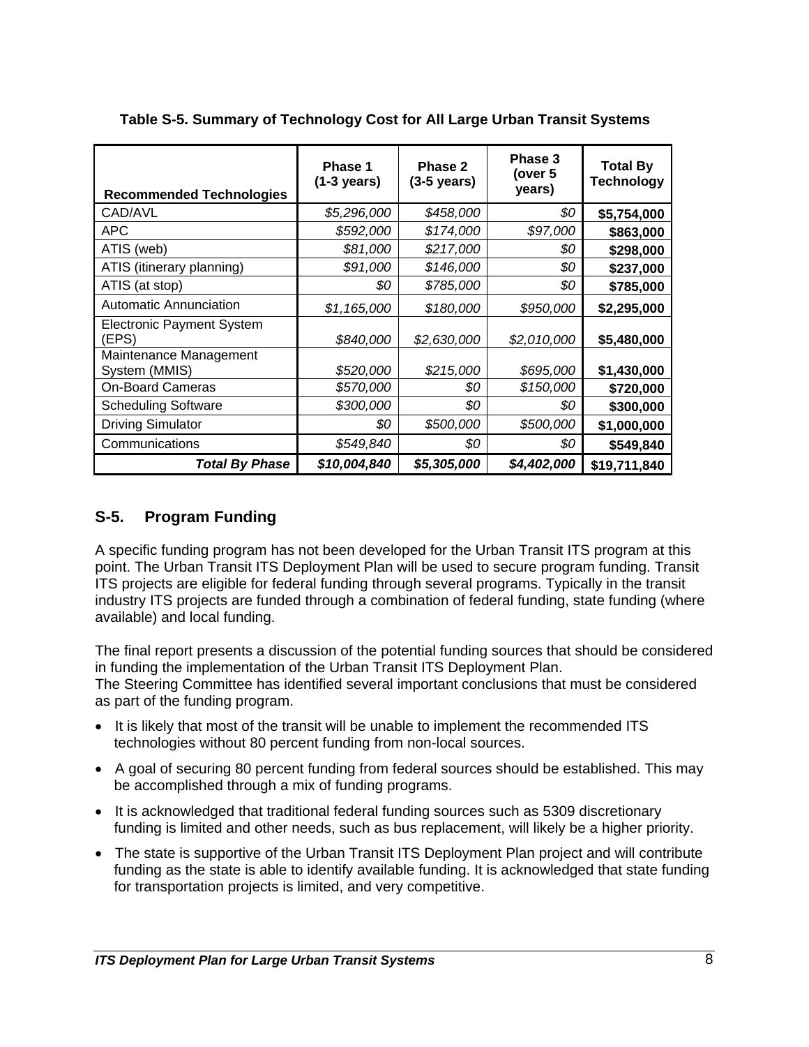**Table S-5. Summary of Technology Cost for All Large Urban Transit Systems**

| Recommended Technologies | Phase 1 (1-3 years) | Phase 2 (3-5 years) | Phase 3 (over 5 years) | Total By Technology |
|---|---|---|---|---|
| CAD/AVL | *$5,296,000* | *$458,000* | *$0* | **$5,754,000** |
| APC | *$592,000* | *$174,000* | *$97,000* | **$863,000** |
| ATIS (web) | *$81,000* | *$217,000* | *$0* | **$298,000** |
| ATIS (itinerary planning) | *$91,000* | *$146,000* | *$0* | **$237,000** |
| ATIS (at stop) | *$0* | *$785,000* | *$0* | **$785,000** |
| Automatic Annunciation | *$1,165,000* | *$180,000* | *$950,000* | **$2,295,000** |
| Electronic Payment System (EPS) | *$840,000* | *$2,630,000* | *$2,010,000* | **$5,480,000** |
| Maintenance Management System (MMIS) | *$520,000* | *$215,000* | *$695,000* | **$1,430,000** |
| On-Board Cameras | *$570,000* | *$0* | *$150,000* | **$720,000** |
| Scheduling Software | *$300,000* | *$0* | *$0* | **$300,000** |
| Driving Simulator | *$0* | *$500,000* | *$500,000* | **$1,000,000** |
| Communications | *$549,840* | *$0* | *$0* | **$549,840** |
| ***Total By Phase*** | ***$10,004,840*** | ***$5,305,000*** | ***$4,402,000*** | **$19,711,840** |

## S-5. Program Funding

A specific funding program has not been developed for the Urban Transit ITS program at this point. The Urban Transit ITS Deployment Plan will be used to secure program funding. Transit ITS projects are eligible for federal funding through several programs. Typically in the transit industry ITS projects are funded through a combination of federal funding, state funding (where available) and local funding.

The final report presents a discussion of the potential funding sources that should be considered in funding the implementation of the Urban Transit ITS Deployment Plan.
The Steering Committee has identified several important conclusions that must be considered as part of the funding program.

- It is likely that most of the transit will be unable to implement the recommended ITS technologies without 80 percent funding from non-local sources.
- A goal of securing 80 percent funding from federal sources should be established. This may be accomplished through a mix of funding programs.
- It is acknowledged that traditional federal funding sources such as 5309 discretionary funding is limited and other needs, such as bus replacement, will likely be a higher priority.
- The state is supportive of the Urban Transit ITS Deployment Plan project and will contribute funding as the state is able to identify available funding. It is acknowledged that state funding for transportation projects is limited, and very competitive.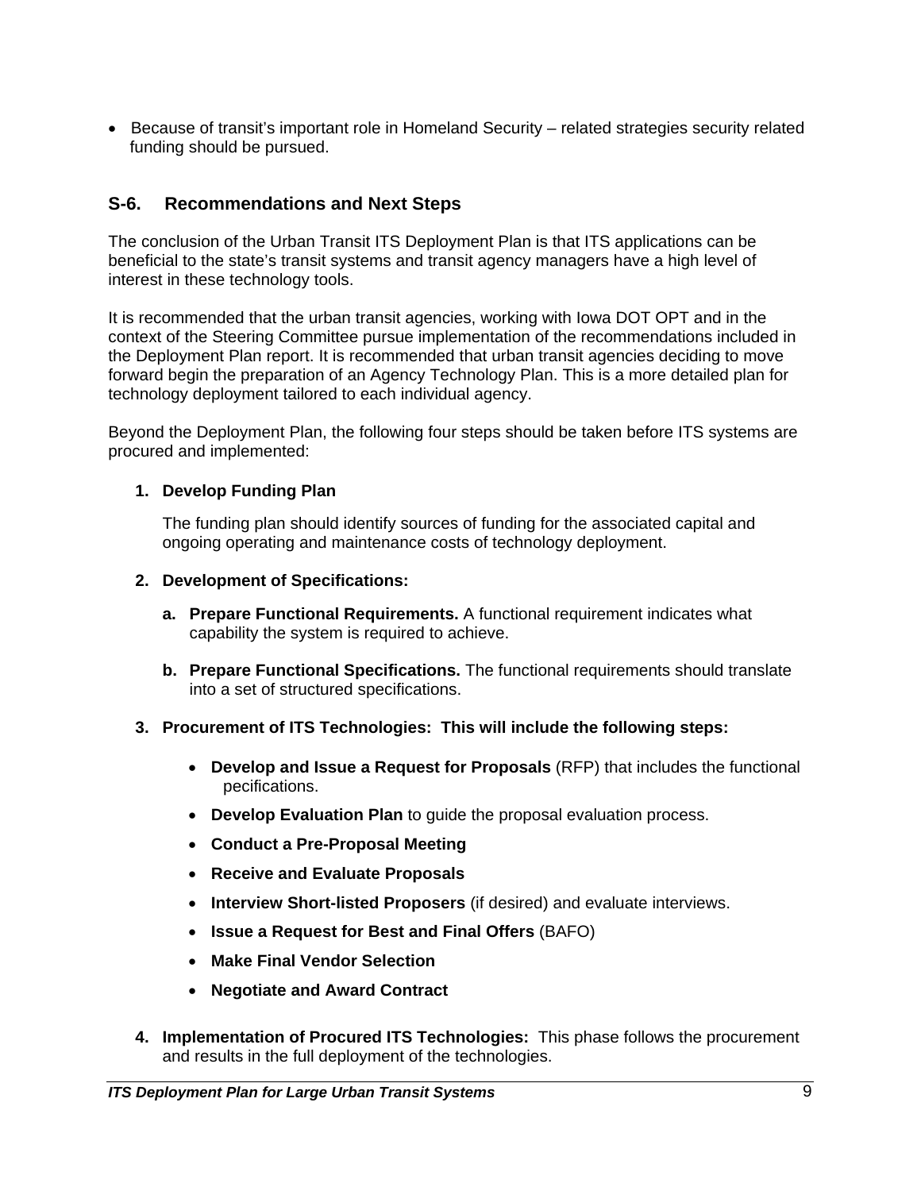- Because of transit's important role in Homeland Security – related strategies security related funding should be pursued.

## S-6. Recommendations and Next Steps

The conclusion of the Urban Transit ITS Deployment Plan is that ITS applications can be beneficial to the state's transit systems and transit agency managers have a high level of interest in these technology tools.

It is recommended that the urban transit agencies, working with Iowa DOT OPT and in the context of the Steering Committee pursue implementation of the recommendations included in the Deployment Plan report. It is recommended that urban transit agencies deciding to move forward begin the preparation of an Agency Technology Plan. This is a more detailed plan for technology deployment tailored to each individual agency.

Beyond the Deployment Plan, the following four steps should be taken before ITS systems are procured and implemented:

1. **Develop Funding Plan**

   The funding plan should identify sources of funding for the associated capital and ongoing operating and maintenance costs of technology deployment.

2. **Development of Specifications:**

   a. **Prepare Functional Requirements.** A functional requirement indicates what capability the system is required to achieve.

   b. **Prepare Functional Specifications.** The functional requirements should translate into a set of structured specifications.

3. **Procurement of ITS Technologies: This will include the following steps:**

   - **Develop and Issue a Request for Proposals** (RFP) that includes the functional pecifications.
   - **Develop Evaluation Plan** to guide the proposal evaluation process.
   - **Conduct a Pre-Proposal Meeting**
   - **Receive and Evaluate Proposals**
   - **Interview Short-listed Proposers** (if desired) and evaluate interviews.
   - **Issue a Request for Best and Final Offers** (BAFO)
   - **Make Final Vendor Selection**
   - **Negotiate and Award Contract**

4. **Implementation of Procured ITS Technologies:** This phase follows the procurement and results in the full deployment of the technologies.